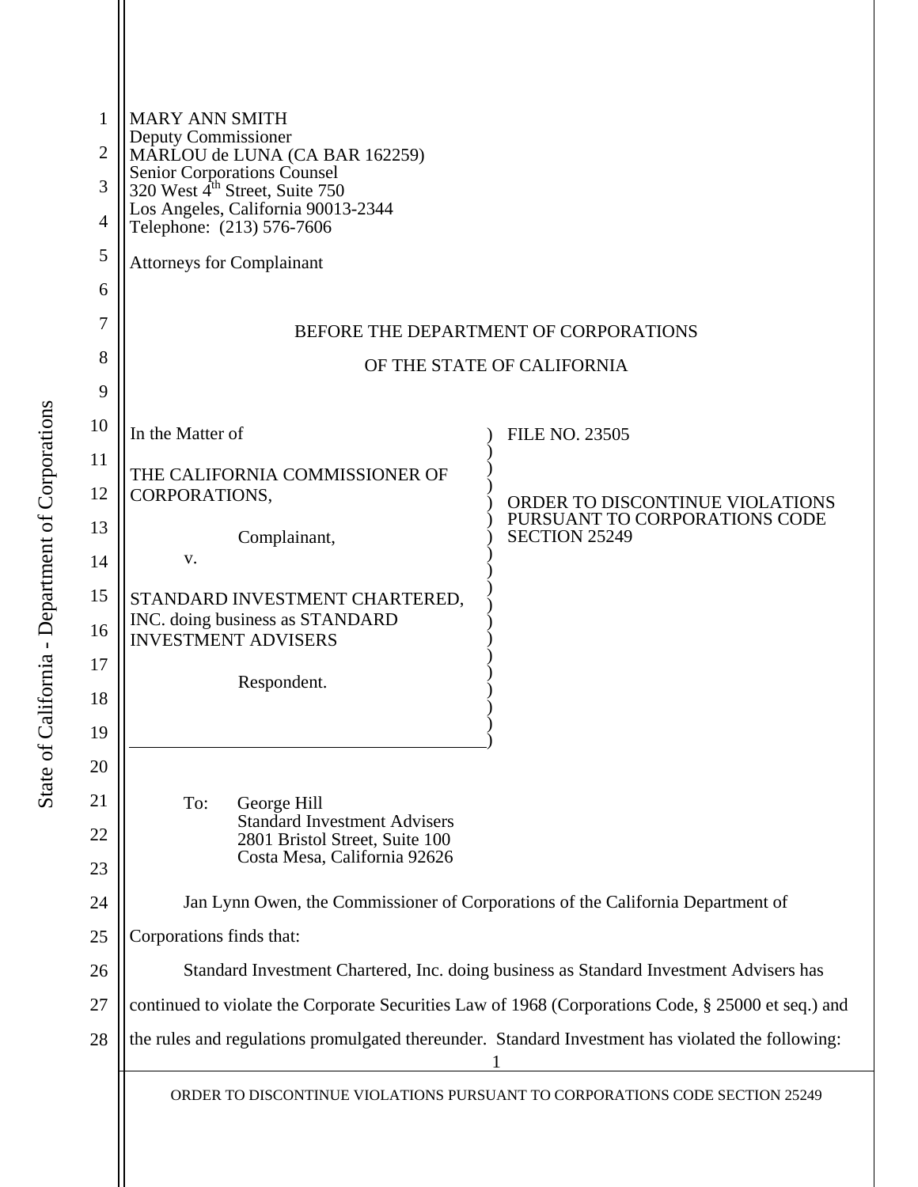MARY ANN SMITH
Deputy Commissioner
MARLOU de LUNA (CA BAR 162259)
Senior Corporations Counsel
320 West 4th Street, Suite 750
Los Angeles, California 90013-2344
Telephone: (213) 576-7606

Attorneys for Complainant

BEFORE THE DEPARTMENT OF CORPORATIONS

OF THE STATE OF CALIFORNIA

| | |
|---|---|
| In the Matter of<br><br>THE CALIFORNIA COMMISSIONER OF CORPORATIONS,<br><br>Complainant,<br><br>v.<br><br>STANDARD INVESTMENT CHARTERED, INC. doing business as STANDARD INVESTMENT ADVISERS<br><br>Respondent. | FILE NO. 23505<br><br>ORDER TO DISCONTINUE VIOLATIONS PURSUANT TO CORPORATIONS CODE SECTION 25249 |

To: George Hill
Standard Investment Advisers
2801 Bristol Street, Suite 100
Costa Mesa, California 92626

Jan Lynn Owen, the Commissioner of Corporations of the California Department of Corporations finds that:

Standard Investment Chartered, Inc. doing business as Standard Investment Advisers has continued to violate the Corporate Securities Law of 1968 (Corporations Code, § 25000 et seq.) and the rules and regulations promulgated thereunder. Standard Investment has violated the following: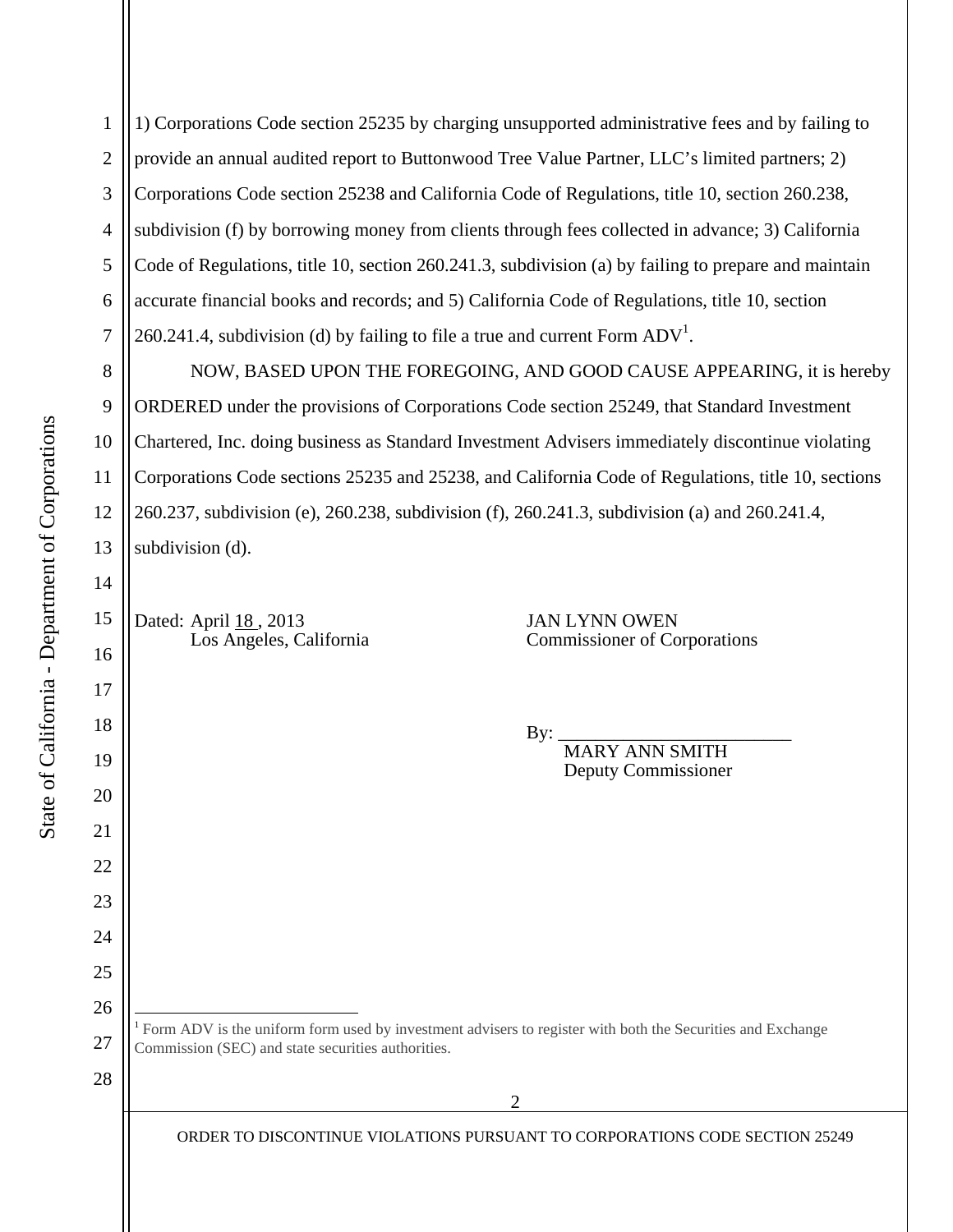1) Corporations Code section 25235 by charging unsupported administrative fees and by failing to provide an annual audited report to Buttonwood Tree Value Partner, LLC's limited partners; 2) Corporations Code section 25238 and California Code of Regulations, title 10, section 260.238, subdivision (f) by borrowing money from clients through fees collected in advance; 3) California Code of Regulations, title 10, section 260.241.3, subdivision (a) by failing to prepare and maintain accurate financial books and records; and 5) California Code of Regulations, title 10, section 260.241.4, subdivision (d) by failing to file a true and current Form ADV[1].

NOW, BASED UPON THE FOREGOING, AND GOOD CAUSE APPEARING, it is hereby ORDERED under the provisions of Corporations Code section 25249, that Standard Investment Chartered, Inc. doing business as Standard Investment Advisers immediately discontinue violating Corporations Code sections 25235 and 25238, and California Code of Regulations, title 10, sections 260.237, subdivision (e), 260.238, subdivision (f), 260.241.3, subdivision (a) and 260.241.4, subdivision (d).

Dated: April 18 , 2013
Los Angeles, California

JAN LYNN OWEN
Commissioner of Corporations

By: ________________________
MARY ANN SMITH
Deputy Commissioner

[1] Form ADV is the uniform form used by investment advisers to register with both the Securities and Exchange Commission (SEC) and state securities authorities.